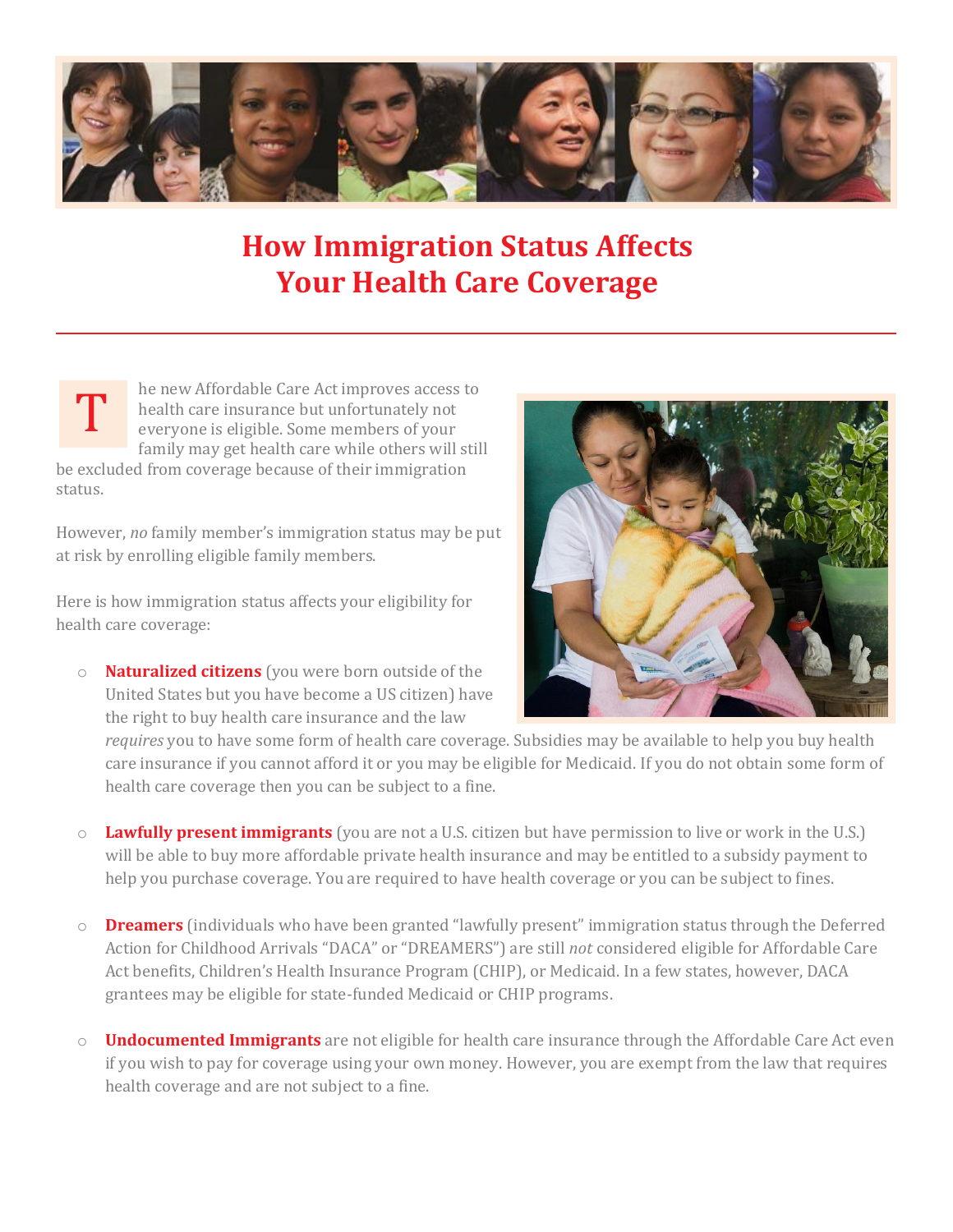# How Immigration Status Affects Your Health Care Coverage

The new Affordable Care Act improves access to health care insurance but unfortunately not everyone is eligible. Some members of your family may get health care while others will still be excluded from coverage because of their immigration status.

However, *no* family member's immigration status may be put at risk by enrolling eligible family members.

Here is how immigration status affects your eligibility for health care coverage:

- **Naturalized citizens** (you were born outside of the United States but you have become a US citizen) have the right to buy health care insurance and the law *requires* you to have some form of health care coverage. Subsidies may be available to help you buy health care insurance if you cannot afford it or you may be eligible for Medicaid. If you do not obtain some form of health care coverage then you can be subject to a fine.

- **Lawfully present immigrants** (you are not a U.S. citizen but have permission to live or work in the U.S.) will be able to buy more affordable private health insurance and may be entitled to a subsidy payment to help you purchase coverage. You are required to have health coverage or you can be subject to fines.

- **Dreamers** (individuals who have been granted "lawfully present" immigration status through the Deferred Action for Childhood Arrivals "DACA" or "DREAMERS") are still *not* considered eligible for Affordable Care Act benefits, Children's Health Insurance Program (CHIP), or Medicaid. In a few states, however, DACA grantees may be eligible for state-funded Medicaid or CHIP programs.

- **Undocumented Immigrants** are not eligible for health care insurance through the Affordable Care Act even if you wish to pay for coverage using your own money. However, you are exempt from the law that requires health coverage and are not subject to a fine.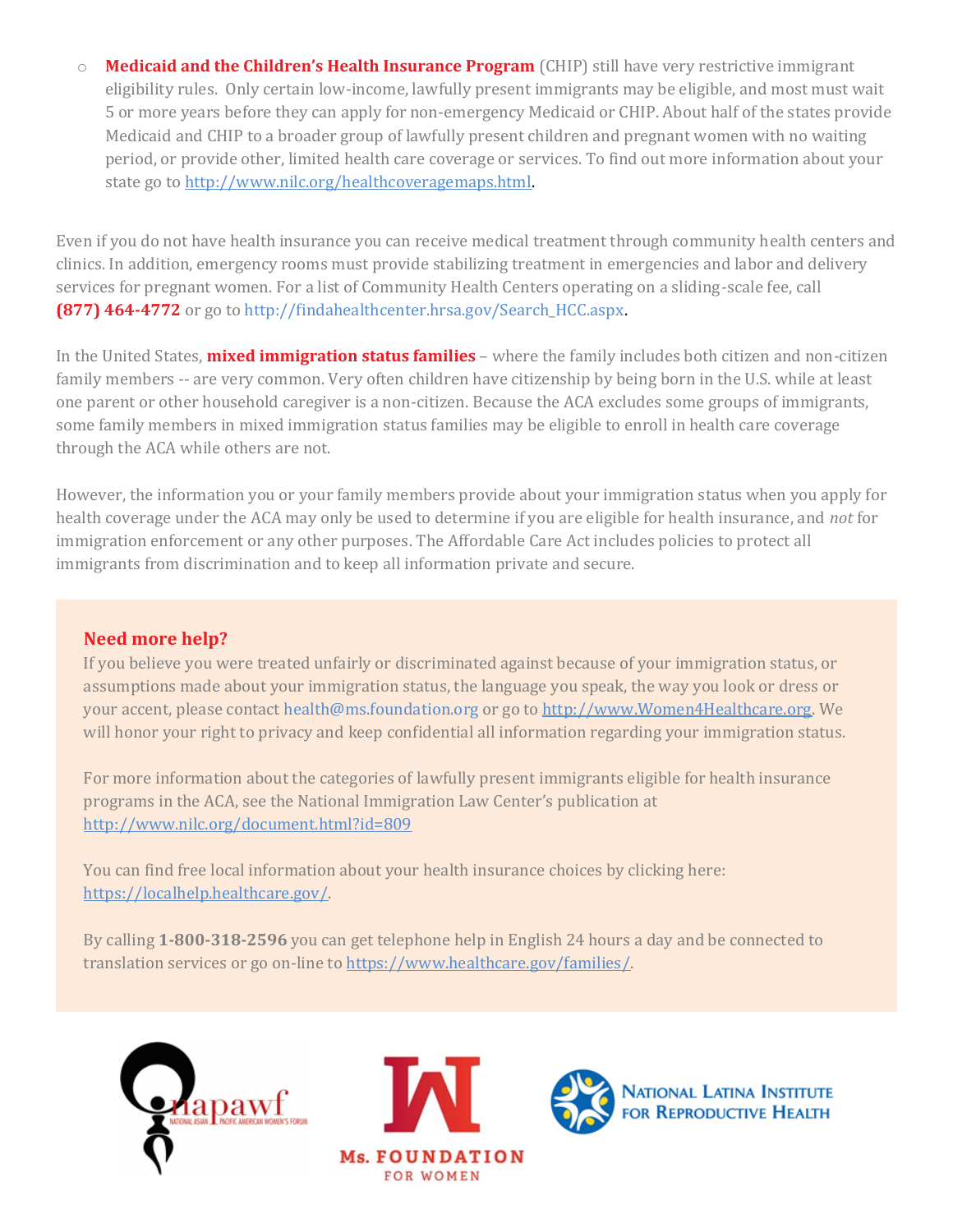- **Medicaid and the Children's Health Insurance Program** (CHIP) still have very restrictive immigrant eligibility rules. Only certain low-income, lawfully present immigrants may be eligible, and most must wait 5 or more years before they can apply for non-emergency Medicaid or CHIP. About half of the states provide Medicaid and CHIP to a broader group of lawfully present children and pregnant women with no waiting period, or provide other, limited health care coverage or services. To find out more information about your state go to http://www.nilc.org/healthcoveragemaps.html.

Even if you do not have health insurance you can receive medical treatment through community health centers and clinics. In addition, emergency rooms must provide stabilizing treatment in emergencies and labor and delivery services for pregnant women. For a list of Community Health Centers operating on a sliding-scale fee, call **(877) 464-4772** or go to http://findahealthcenter.hrsa.gov/Search_HCC.aspx.

In the United States, **mixed immigration status families** – where the family includes both citizen and non-citizen family members -- are very common. Very often children have citizenship by being born in the U.S. while at least one parent or other household caregiver is a non-citizen. Because the ACA excludes some groups of immigrants, some family members in mixed immigration status families may be eligible to enroll in health care coverage through the ACA while others are not.

However, the information you or your family members provide about your immigration status when you apply for health coverage under the ACA may only be used to determine if you are eligible for health insurance, and *not* for immigration enforcement or any other purposes. The Affordable Care Act includes policies to protect all immigrants from discrimination and to keep all information private and secure.

## Need more help?

If you believe you were treated unfairly or discriminated against because of your immigration status, or assumptions made about your immigration status, the language you speak, the way you look or dress or your accent, please contact health@ms.foundation.org or go to http://www.Women4Healthcare.org. We will honor your right to privacy and keep confidential all information regarding your immigration status.

For more information about the categories of lawfully present immigrants eligible for health insurance programs in the ACA, see the National Immigration Law Center's publication at http://www.nilc.org/document.html?id=809

You can find free local information about your health insurance choices by clicking here: https://localhelp.healthcare.gov/.

By calling **1-800-318-2596** you can get telephone help in English 24 hours a day and be connected to translation services or go on-line to https://www.healthcare.gov/families/.

napawf NATIONAL ASIAN PACIFIC AMERICAN WOMEN'S FORUM

Ms. FOUNDATION FOR WOMEN

NATIONAL LATINA INSTITUTE FOR REPRODUCTIVE HEALTH